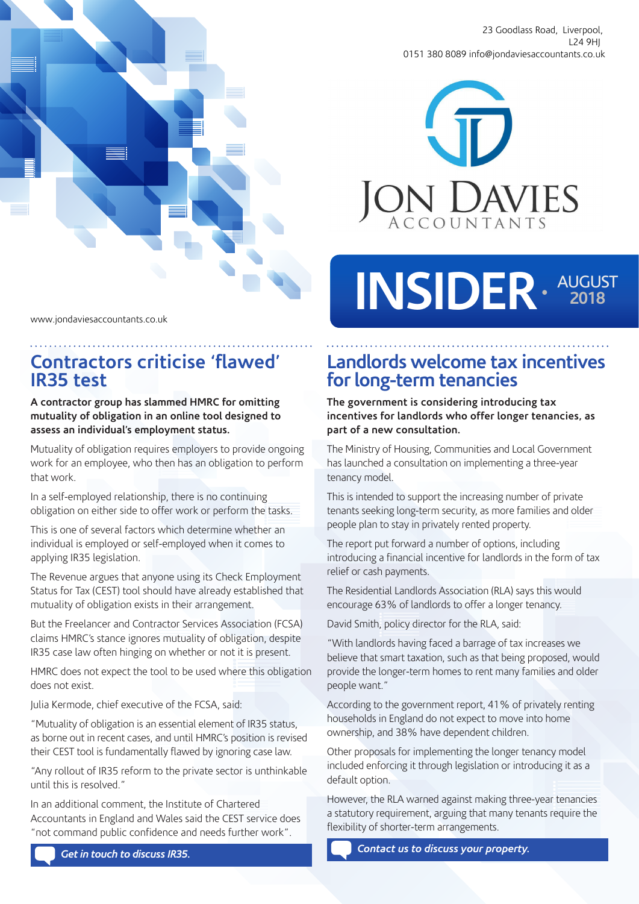23 Goodlass Road, Liverpool, L24 9HJ
0151 380 8089 info@jondaviesaccountants.co.uk

JON DAVIES ACCOUNTANTS

# INSIDER · AUGUST 2018

www.jondaviesaccountants.co.uk

## Contractors criticise ‘flawed’ IR35 test

**A contractor group has slammed HMRC for omitting mutuality of obligation in an online tool designed to assess an individual’s employment status.**

Mutuality of obligation requires employers to provide ongoing work for an employee, who then has an obligation to perform that work.

In a self-employed relationship, there is no continuing obligation on either side to offer work or perform the tasks.

This is one of several factors which determine whether an individual is employed or self-employed when it comes to applying IR35 legislation.

The Revenue argues that anyone using its Check Employment Status for Tax (CEST) tool should have already established that mutuality of obligation exists in their arrangement.

But the Freelancer and Contractor Services Association (FCSA) claims HMRC’s stance ignores mutuality of obligation, despite IR35 case law often hinging on whether or not it is present.

HMRC does not expect the tool to be used where this obligation does not exist.

Julia Kermode, chief executive of the FCSA, said:

“Mutuality of obligation is an essential element of IR35 status, as borne out in recent cases, and until HMRC’s position is revised their CEST tool is fundamentally flawed by ignoring case law.

“Any rollout of IR35 reform to the private sector is unthinkable until this is resolved.”

In an additional comment, the Institute of Chartered Accountants in England and Wales said the CEST service does “not command public confidence and needs further work”.

*Get in touch to discuss IR35.*

## Landlords welcome tax incentives for long-term tenancies

**The government is considering introducing tax incentives for landlords who offer longer tenancies, as part of a new consultation.**

The Ministry of Housing, Communities and Local Government has launched a consultation on implementing a three-year tenancy model.

This is intended to support the increasing number of private tenants seeking long-term security, as more families and older people plan to stay in privately rented property.

The report put forward a number of options, including introducing a financial incentive for landlords in the form of tax relief or cash payments.

The Residential Landlords Association (RLA) says this would encourage 63% of landlords to offer a longer tenancy.

David Smith, policy director for the RLA, said:

“With landlords having faced a barrage of tax increases we believe that smart taxation, such as that being proposed, would provide the longer-term homes to rent many families and older people want.”

According to the government report, 41% of privately renting households in England do not expect to move into home ownership, and 38% have dependent children.

Other proposals for implementing the longer tenancy model included enforcing it through legislation or introducing it as a default option.

However, the RLA warned against making three-year tenancies a statutory requirement, arguing that many tenants require the flexibility of shorter-term arrangements.

*Contact us to discuss your property.*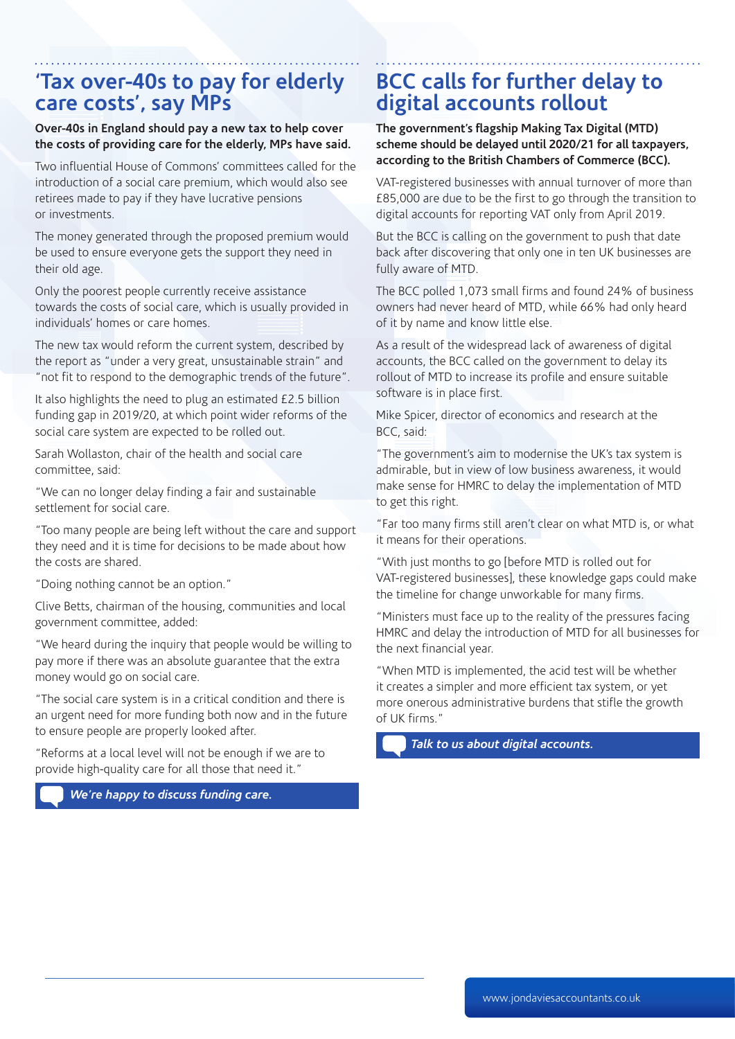## 'Tax over-40s to pay for elderly care costs', say MPs

**Over-40s in England should pay a new tax to help cover the costs of providing care for the elderly, MPs have said.**

Two influential House of Commons' committees called for the introduction of a social care premium, which would also see retirees made to pay if they have lucrative pensions or investments.

The money generated through the proposed premium would be used to ensure everyone gets the support they need in their old age.

Only the poorest people currently receive assistance towards the costs of social care, which is usually provided in individuals' homes or care homes.

The new tax would reform the current system, described by the report as "under a very great, unsustainable strain" and "not fit to respond to the demographic trends of the future".

It also highlights the need to plug an estimated £2.5 billion funding gap in 2019/20, at which point wider reforms of the social care system are expected to be rolled out.

Sarah Wollaston, chair of the health and social care committee, said:

"We can no longer delay finding a fair and sustainable settlement for social care.

"Too many people are being left without the care and support they need and it is time for decisions to be made about how the costs are shared.

"Doing nothing cannot be an option."

Clive Betts, chairman of the housing, communities and local government committee, added:

"We heard during the inquiry that people would be willing to pay more if there was an absolute guarantee that the extra money would go on social care.

"The social care system is in a critical condition and there is an urgent need for more funding both now and in the future to ensure people are properly looked after.

"Reforms at a local level will not be enough if we are to provide high-quality care for all those that need it."

***We're happy to discuss funding care.***

## BCC calls for further delay to digital accounts rollout

**The government's flagship Making Tax Digital (MTD) scheme should be delayed until 2020/21 for all taxpayers, according to the British Chambers of Commerce (BCC).**

VAT-registered businesses with annual turnover of more than £85,000 are due to be the first to go through the transition to digital accounts for reporting VAT only from April 2019.

But the BCC is calling on the government to push that date back after discovering that only one in ten UK businesses are fully aware of MTD.

The BCC polled 1,073 small firms and found 24% of business owners had never heard of MTD, while 66% had only heard of it by name and know little else.

As a result of the widespread lack of awareness of digital accounts, the BCC called on the government to delay its rollout of MTD to increase its profile and ensure suitable software is in place first.

Mike Spicer, director of economics and research at the BCC, said:

"The government's aim to modernise the UK's tax system is admirable, but in view of low business awareness, it would make sense for HMRC to delay the implementation of MTD to get this right.

"Far too many firms still aren't clear on what MTD is, or what it means for their operations.

"With just months to go [before MTD is rolled out for VAT-registered businesses], these knowledge gaps could make the timeline for change unworkable for many firms.

"Ministers must face up to the reality of the pressures facing HMRC and delay the introduction of MTD for all businesses for the next financial year.

"When MTD is implemented, the acid test will be whether it creates a simpler and more efficient tax system, or yet more onerous administrative burdens that stifle the growth of UK firms."

***Talk to us about digital accounts.***

www.jondaviesaccountants.co.uk